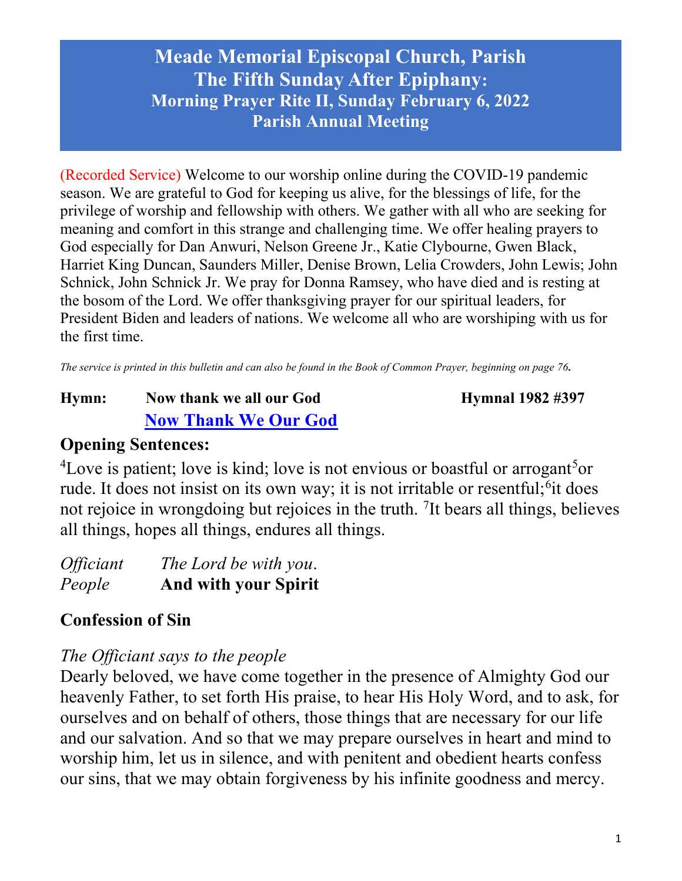# Meade Memorial Episcopal Church, Parish
# The Fifth Sunday After Epiphany:
## Morning Prayer Rite II, Sunday February 6, 2022
## Parish Annual Meeting

(Recorded Service) Welcome to our worship online during the COVID-19 pandemic season. We are grateful to God for keeping us alive, for the blessings of life, for the privilege of worship and fellowship with others. We gather with all who are seeking for meaning and comfort in this strange and challenging time. We offer healing prayers to God especially for Dan Anwuri, Nelson Greene Jr., Katie Clybourne, Gwen Black, Harriet King Duncan, Saunders Miller, Denise Brown, Lelia Crowders, John Lewis; John Schnick, John Schnick Jr. We pray for Donna Ramsey, who have died and is resting at the bosom of the Lord. We offer thanksgiving prayer for our spiritual leaders, for President Biden and leaders of nations. We welcome all who are worshiping with us for the first time.

*The service is printed in this bulletin and can also be found in the Book of Common Prayer, beginning on page 76.*

**Hymn:** **Now thank we all our God** **Hymnal 1982 #397**

**Now Thank We Our God**

## Opening Sentences:

[4]Love is patient; love is kind; love is not envious or boastful or arrogant[5]or rude. It does not insist on its own way; it is not irritable or resentful;[6]it does not rejoice in wrongdoing but rejoices in the truth. [7]It bears all things, believes all things, hopes all things, endures all things.

*Officiant* *The Lord be with you.*
*People* **And with your Spirit**

## Confession of Sin

*The Officiant says to the people*

Dearly beloved, we have come together in the presence of Almighty God our heavenly Father, to set forth His praise, to hear His Holy Word, and to ask, for ourselves and on behalf of others, those things that are necessary for our life and our salvation. And so that we may prepare ourselves in heart and mind to worship him, let us in silence, and with penitent and obedient hearts confess our sins, that we may obtain forgiveness by his infinite goodness and mercy.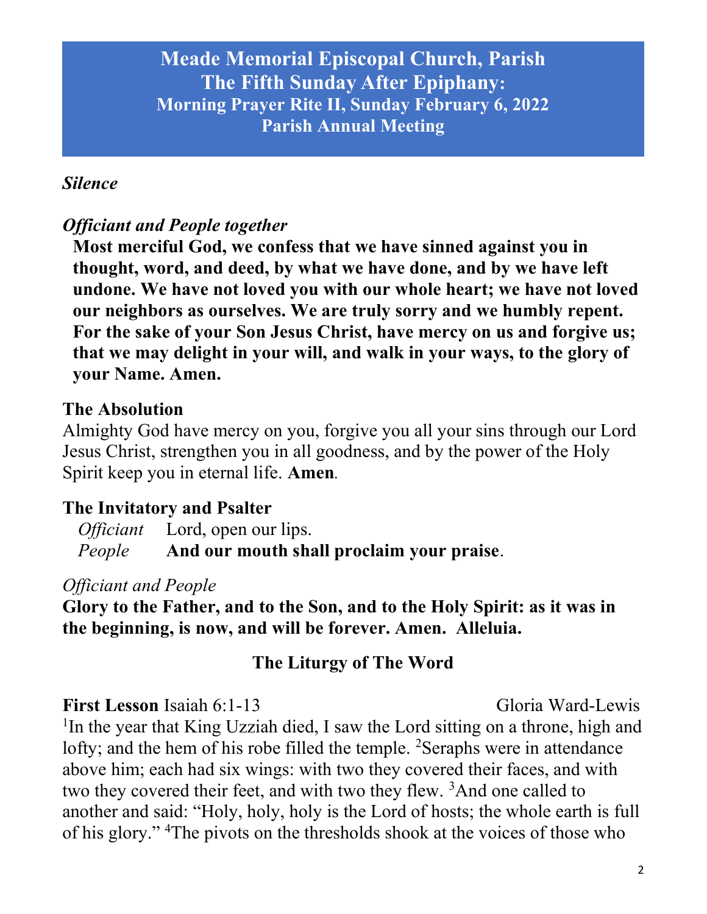# Meade Memorial Episcopal Church, Parish
## The Fifth Sunday After Epiphany:
### Morning Prayer Rite II, Sunday February 6, 2022
### Parish Annual Meeting

***Silence***

***Officiant and People together***

**Most merciful God, we confess that we have sinned against you in thought, word, and deed, by what we have done, and by we have left undone. We have not loved you with our whole heart; we have not loved our neighbors as ourselves. We are truly sorry and we humbly repent. For the sake of your Son Jesus Christ, have mercy on us and forgive us; that we may delight in your will, and walk in your ways, to the glory of your Name. Amen.**

**The Absolution**

Almighty God have mercy on you, forgive you all your sins through our Lord Jesus Christ, strengthen you in all goodness, and by the power of the Holy Spirit keep you in eternal life. **Amen**.

**The Invitatory and Psalter**

*Officiant* Lord, open our lips.
*People* **And our mouth shall proclaim your praise**.

*Officiant and People*

**Glory to the Father, and to the Son, and to the Holy Spirit: as it was in the beginning, is now, and will be forever. Amen. Alleluia.**

**The Liturgy of The Word**

**First Lesson** Isaiah 6:1-13 Gloria Ward-Lewis

[1]In the year that King Uzziah died, I saw the Lord sitting on a throne, high and lofty; and the hem of his robe filled the temple. [2]Seraphs were in attendance above him; each had six wings: with two they covered their faces, and with two they covered their feet, and with two they flew. [3]And one called to another and said: "Holy, holy, holy is the Lord of hosts; the whole earth is full of his glory." [4]The pivots on the thresholds shook at the voices of those who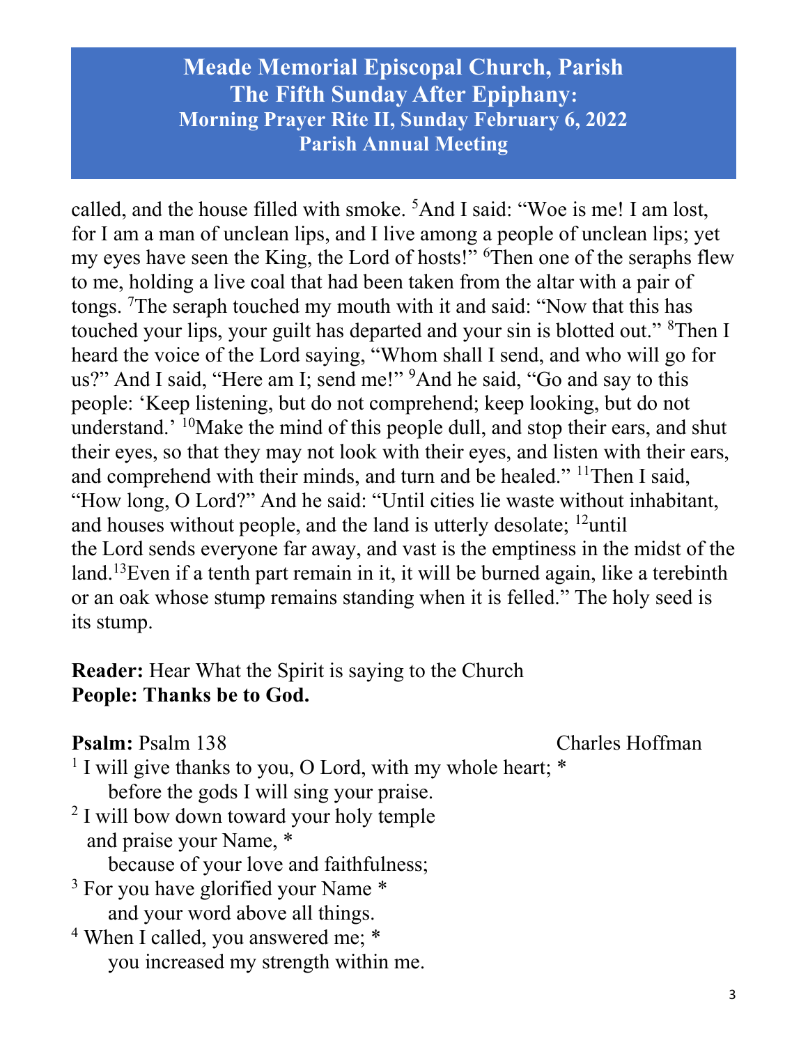**Meade Memorial Episcopal Church, Parish**
**The Fifth Sunday After Epiphany:**
**Morning Prayer Rite II, Sunday February 6, 2022**
**Parish Annual Meeting**

called, and the house filled with smoke. [5]And I said: "Woe is me! I am lost, for I am a man of unclean lips, and I live among a people of unclean lips; yet my eyes have seen the King, the Lord of hosts!" [6]Then one of the seraphs flew to me, holding a live coal that had been taken from the altar with a pair of tongs. [7]The seraph touched my mouth with it and said: "Now that this has touched your lips, your guilt has departed and your sin is blotted out." [8]Then I heard the voice of the Lord saying, "Whom shall I send, and who will go for us?" And I said, "Here am I; send me!" [9]And he said, "Go and say to this people: 'Keep listening, but do not comprehend; keep looking, but do not understand.' [10]Make the mind of this people dull, and stop their ears, and shut their eyes, so that they may not look with their eyes, and listen with their ears, and comprehend with their minds, and turn and be healed." [11]Then I said, "How long, O Lord?" And he said: "Until cities lie waste without inhabitant, and houses without people, and the land is utterly desolate; [12]until the Lord sends everyone far away, and vast is the emptiness in the midst of the land.[13]Even if a tenth part remain in it, it will be burned again, like a terebinth or an oak whose stump remains standing when it is felled." The holy seed is its stump.

**Reader:** Hear What the Spirit is saying to the Church
**People: Thanks be to God.**

**Psalm:** Psalm 138 — Charles Hoffman

[1] I will give thanks to you, O Lord, with my whole heart; *
  before the gods I will sing your praise.
[2] I will bow down toward your holy temple
 and praise your Name, *
  because of your love and faithfulness;
[3] For you have glorified your Name *
  and your word above all things.
[4] When I called, you answered me; *
  you increased my strength within me.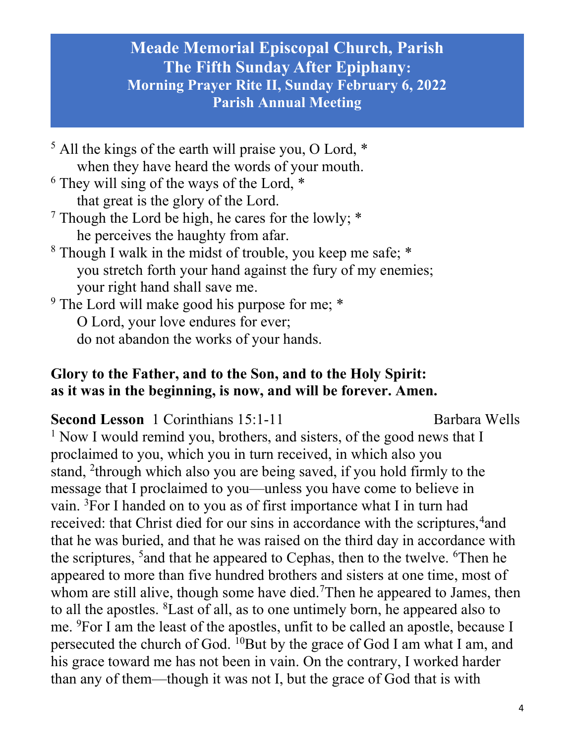# Meade Memorial Episcopal Church, Parish
## The Fifth Sunday After Epiphany:
### Morning Prayer Rite II, Sunday February 6, 2022
### Parish Annual Meeting

[5] All the kings of the earth will praise you, O Lord, *
  when they have heard the words of your mouth.
[6] They will sing of the ways of the Lord, *
  that great is the glory of the Lord.
[7] Though the Lord be high, he cares for the lowly; *
  he perceives the haughty from afar.
[8] Though I walk in the midst of trouble, you keep me safe; *
  you stretch forth your hand against the fury of my enemies;
  your right hand shall save me.
[9] The Lord will make good his purpose for me; *
  O Lord, your love endures for ever;
  do not abandon the works of your hands.

**Glory to the Father, and to the Son, and to the Holy Spirit:**
**as it was in the beginning, is now, and will be forever. Amen.**

**Second Lesson** 1 Corinthians 15:1-11 Barbara Wells

[1] Now I would remind you, brothers, and sisters, of the good news that I proclaimed to you, which you in turn received, in which also you stand, [2]through which also you are being saved, if you hold firmly to the message that I proclaimed to you—unless you have come to believe in vain. [3]For I handed on to you as of first importance what I in turn had received: that Christ died for our sins in accordance with the scriptures,[4]and that he was buried, and that he was raised on the third day in accordance with the scriptures, [5]and that he appeared to Cephas, then to the twelve. [6]Then he appeared to more than five hundred brothers and sisters at one time, most of whom are still alive, though some have died.[7]Then he appeared to James, then to all the apostles. [8]Last of all, as to one untimely born, he appeared also to me. [9]For I am the least of the apostles, unfit to be called an apostle, because I persecuted the church of God. [10]But by the grace of God I am what I am, and his grace toward me has not been in vain. On the contrary, I worked harder than any of them—though it was not I, but the grace of God that is with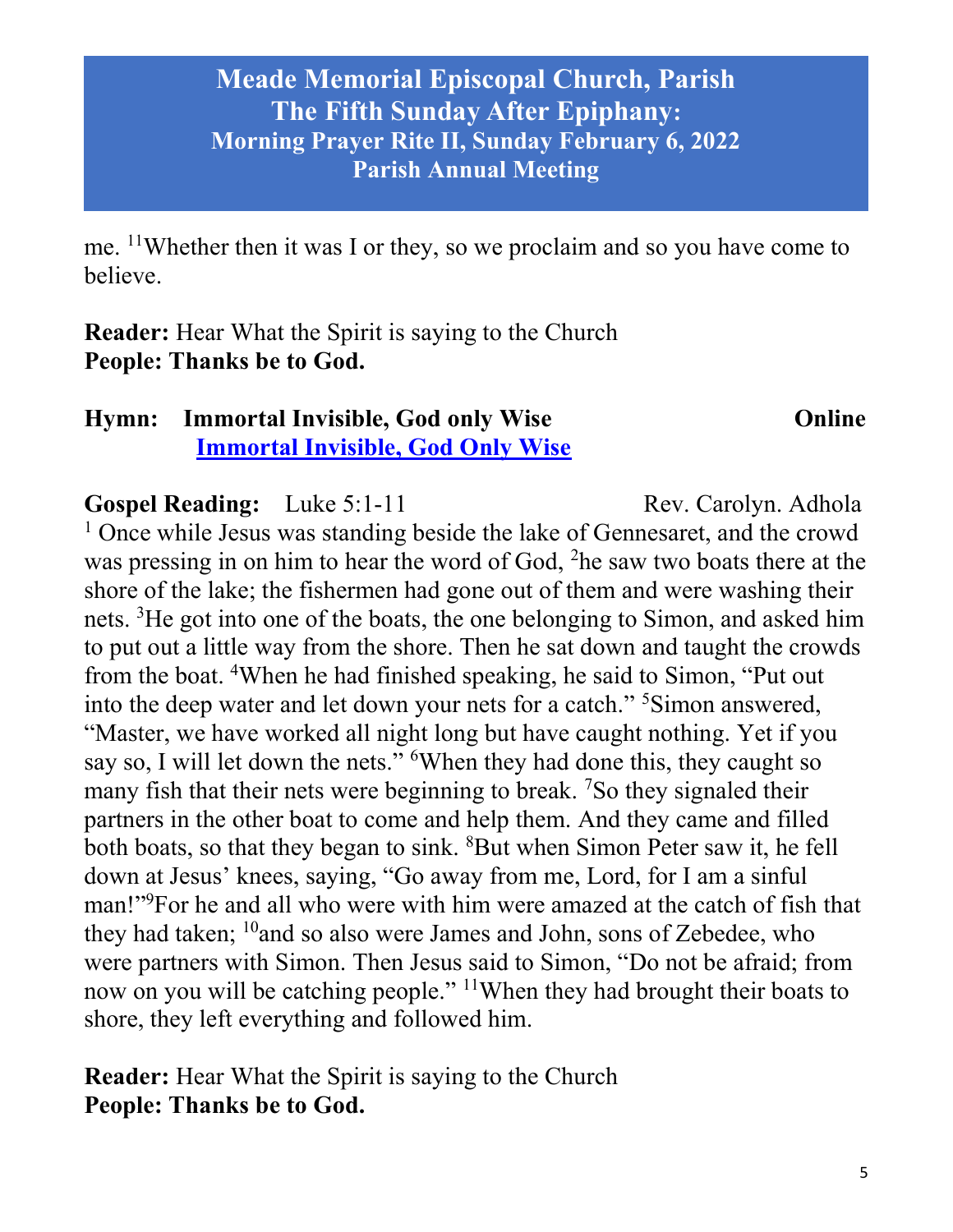me. [11]Whether then it was I or they, so we proclaim and so you have come to believe.

**Reader:** Hear What the Spirit is saying to the Church
**People: Thanks be to God.**

**Hymn: Immortal Invisible, God only Wise** **Online**
[**Immortal Invisible, God Only Wise**]

**Gospel Reading:** Luke 5:1-11 Rev. Carolyn. Adhola
[1] Once while Jesus was standing beside the lake of Gennesaret, and the crowd was pressing in on him to hear the word of God, [2]he saw two boats there at the shore of the lake; the fishermen had gone out of them and were washing their nets. [3]He got into one of the boats, the one belonging to Simon, and asked him to put out a little way from the shore. Then he sat down and taught the crowds from the boat. [4]When he had finished speaking, he said to Simon, "Put out into the deep water and let down your nets for a catch." [5]Simon answered, "Master, we have worked all night long but have caught nothing. Yet if you say so, I will let down the nets." [6]When they had done this, they caught so many fish that their nets were beginning to break. [7]So they signaled their partners in the other boat to come and help them. And they came and filled both boats, so that they began to sink. [8]But when Simon Peter saw it, he fell down at Jesus' knees, saying, "Go away from me, Lord, for I am a sinful man!"[9]For he and all who were with him were amazed at the catch of fish that they had taken; [10]and so also were James and John, sons of Zebedee, who were partners with Simon. Then Jesus said to Simon, "Do not be afraid; from now on you will be catching people." [11]When they had brought their boats to shore, they left everything and followed him.

**Reader:** Hear What the Spirit is saying to the Church
**People: Thanks be to God.**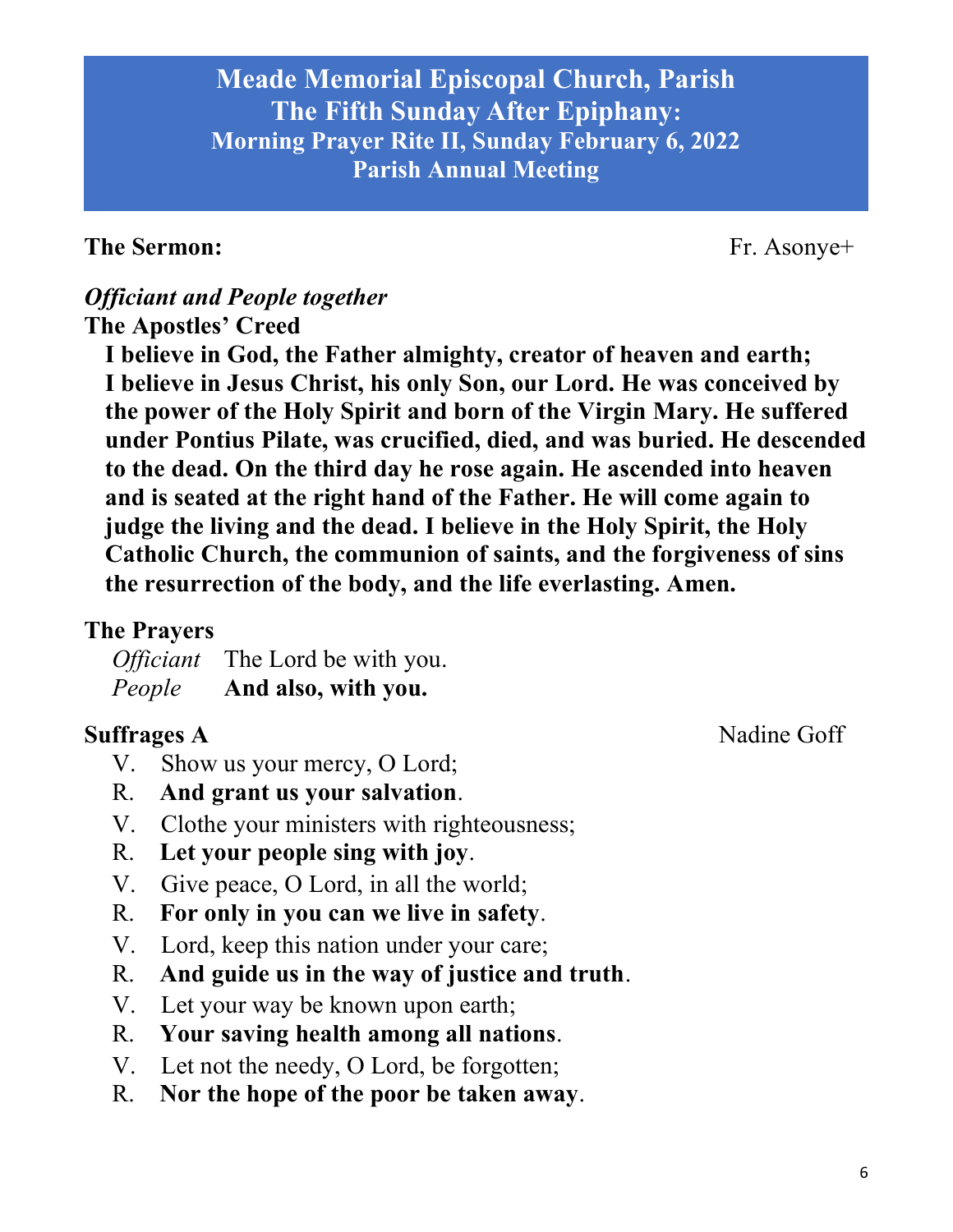**Meade Memorial Episcopal Church, Parish**
**The Fifth Sunday After Epiphany:**
**Morning Prayer Rite II, Sunday February 6, 2022**
**Parish Annual Meeting**

**The Sermon:** Fr. Asonye+

***Officiant and People together***

**The Apostles' Creed**

**I believe in God, the Father almighty, creator of heaven and earth; I believe in Jesus Christ, his only Son, our Lord. He was conceived by the power of the Holy Spirit and born of the Virgin Mary. He suffered under Pontius Pilate, was crucified, died, and was buried. He descended to the dead. On the third day he rose again. He ascended into heaven and is seated at the right hand of the Father. He will come again to judge the living and the dead. I believe in the Holy Spirit, the Holy Catholic Church, the communion of saints, and the forgiveness of sins the resurrection of the body, and the life everlasting. Amen.**

**The Prayers**

*Officiant* The Lord be with you.
*People* **And also, with you.**

**Suffrages A** Nadine Goff

V. Show us your mercy, O Lord;
R. **And grant us your salvation**.
V. Clothe your ministers with righteousness;
R. **Let your people sing with joy**.
V. Give peace, O Lord, in all the world;
R. **For only in you can we live in safety**.
V. Lord, keep this nation under your care;
R. **And guide us in the way of justice and truth**.
V. Let your way be known upon earth;
R. **Your saving health among all nations**.
V. Let not the needy, O Lord, be forgotten;
R. **Nor the hope of the poor be taken away**.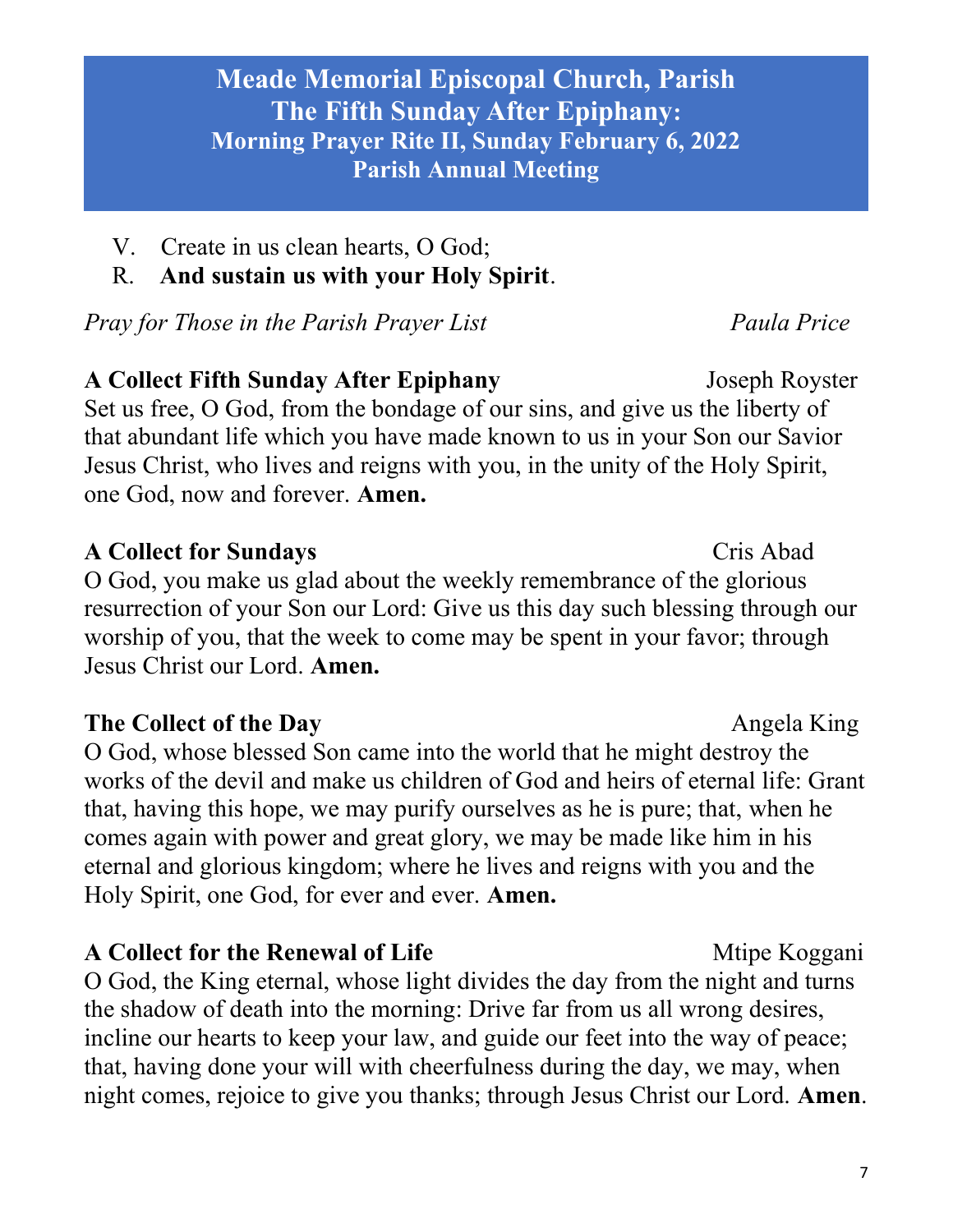**Meade Memorial Episcopal Church, Parish**
**The Fifth Sunday After Epiphany:**
**Morning Prayer Rite II, Sunday February 6, 2022**
**Parish Annual Meeting**

V. Create in us clean hearts, O God;
R. **And sustain us with your Holy Spirit**.

*Pray for Those in the Parish Prayer List* *Paula Price*

**A Collect Fifth Sunday After Epiphany** Joseph Royster
Set us free, O God, from the bondage of our sins, and give us the liberty of that abundant life which you have made known to us in your Son our Savior Jesus Christ, who lives and reigns with you, in the unity of the Holy Spirit, one God, now and forever. **Amen.**

**A Collect for Sundays** Cris Abad
O God, you make us glad about the weekly remembrance of the glorious resurrection of your Son our Lord: Give us this day such blessing through our worship of you, that the week to come may be spent in your favor; through Jesus Christ our Lord. **Amen.**

**The Collect of the Day** Angela King
O God, whose blessed Son came into the world that he might destroy the works of the devil and make us children of God and heirs of eternal life: Grant that, having this hope, we may purify ourselves as he is pure; that, when he comes again with power and great glory, we may be made like him in his eternal and glorious kingdom; where he lives and reigns with you and the Holy Spirit, one God, for ever and ever. **Amen.**

**A Collect for the Renewal of Life** Mtipe Koggani
O God, the King eternal, whose light divides the day from the night and turns the shadow of death into the morning: Drive far from us all wrong desires, incline our hearts to keep your law, and guide our feet into the way of peace; that, having done your will with cheerfulness during the day, we may, when night comes, rejoice to give you thanks; through Jesus Christ our Lord. **Amen**.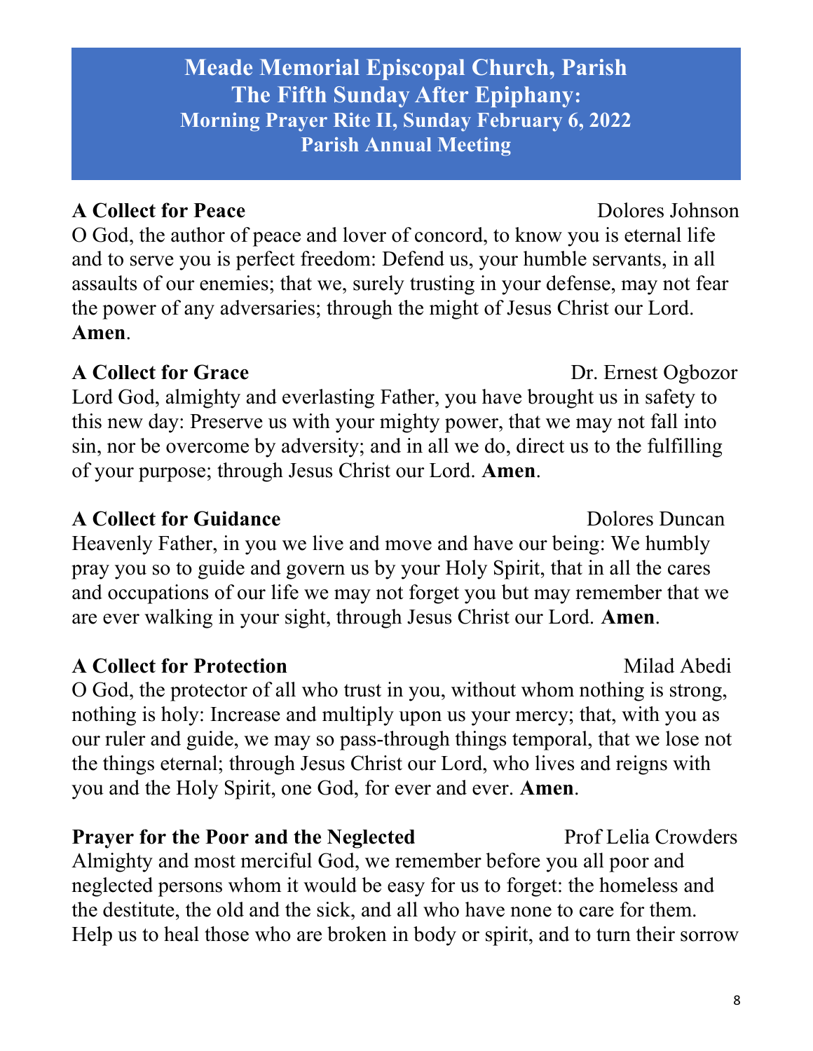# Meade Memorial Episcopal Church, Parish
# The Fifth Sunday After Epiphany:
## Morning Prayer Rite II, Sunday February 6, 2022
## Parish Annual Meeting

**A Collect for Peace** Dolores Johnson

O God, the author of peace and lover of concord, to know you is eternal life and to serve you is perfect freedom: Defend us, your humble servants, in all assaults of our enemies; that we, surely trusting in your defense, may not fear the power of any adversaries; through the might of Jesus Christ our Lord. **Amen**.

**A Collect for Grace** Dr. Ernest Ogbozor

Lord God, almighty and everlasting Father, you have brought us in safety to this new day: Preserve us with your mighty power, that we may not fall into sin, nor be overcome by adversity; and in all we do, direct us to the fulfilling of your purpose; through Jesus Christ our Lord. **Amen**.

**A Collect for Guidance** Dolores Duncan

Heavenly Father, in you we live and move and have our being: We humbly pray you so to guide and govern us by your Holy Spirit, that in all the cares and occupations of our life we may not forget you but may remember that we are ever walking in your sight, through Jesus Christ our Lord. **Amen**.

**A Collect for Protection** Milad Abedi

O God, the protector of all who trust in you, without whom nothing is strong, nothing is holy: Increase and multiply upon us your mercy; that, with you as our ruler and guide, we may so pass-through things temporal, that we lose not the things eternal; through Jesus Christ our Lord, who lives and reigns with you and the Holy Spirit, one God, for ever and ever. **Amen**.

**Prayer for the Poor and the Neglected** Prof Lelia Crowders

Almighty and most merciful God, we remember before you all poor and neglected persons whom it would be easy for us to forget: the homeless and the destitute, the old and the sick, and all who have none to care for them. Help us to heal those who are broken in body or spirit, and to turn their sorrow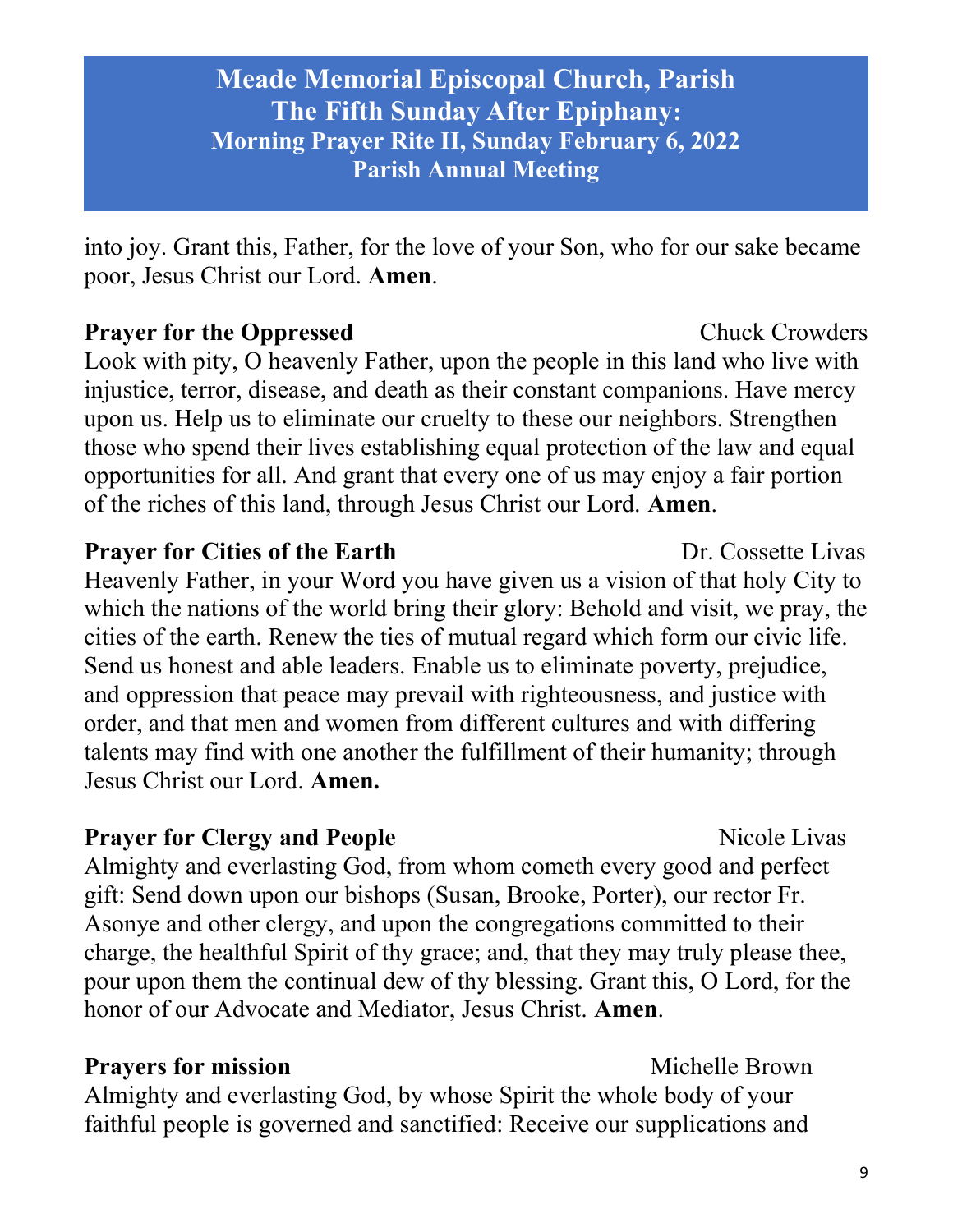into joy. Grant this, Father, for the love of your Son, who for our sake became poor, Jesus Christ our Lord. **Amen**.

**Prayer for the Oppressed** Chuck Crowders

Look with pity, O heavenly Father, upon the people in this land who live with injustice, terror, disease, and death as their constant companions. Have mercy upon us. Help us to eliminate our cruelty to these our neighbors. Strengthen those who spend their lives establishing equal protection of the law and equal opportunities for all. And grant that every one of us may enjoy a fair portion of the riches of this land, through Jesus Christ our Lord. **Amen**.

**Prayer for Cities of the Earth** Dr. Cossette Livas

Heavenly Father, in your Word you have given us a vision of that holy City to which the nations of the world bring their glory: Behold and visit, we pray, the cities of the earth. Renew the ties of mutual regard which form our civic life. Send us honest and able leaders. Enable us to eliminate poverty, prejudice, and oppression that peace may prevail with righteousness, and justice with order, and that men and women from different cultures and with differing talents may find with one another the fulfillment of their humanity; through Jesus Christ our Lord. **Amen.**

**Prayer for Clergy and People** Nicole Livas

Almighty and everlasting God, from whom cometh every good and perfect gift: Send down upon our bishops (Susan, Brooke, Porter), our rector Fr. Asonye and other clergy, and upon the congregations committed to their charge, the healthful Spirit of thy grace; and, that they may truly please thee, pour upon them the continual dew of thy blessing. Grant this, O Lord, for the honor of our Advocate and Mediator, Jesus Christ. **Amen**.

**Prayers for mission** Michelle Brown

Almighty and everlasting God, by whose Spirit the whole body of your faithful people is governed and sanctified: Receive our supplications and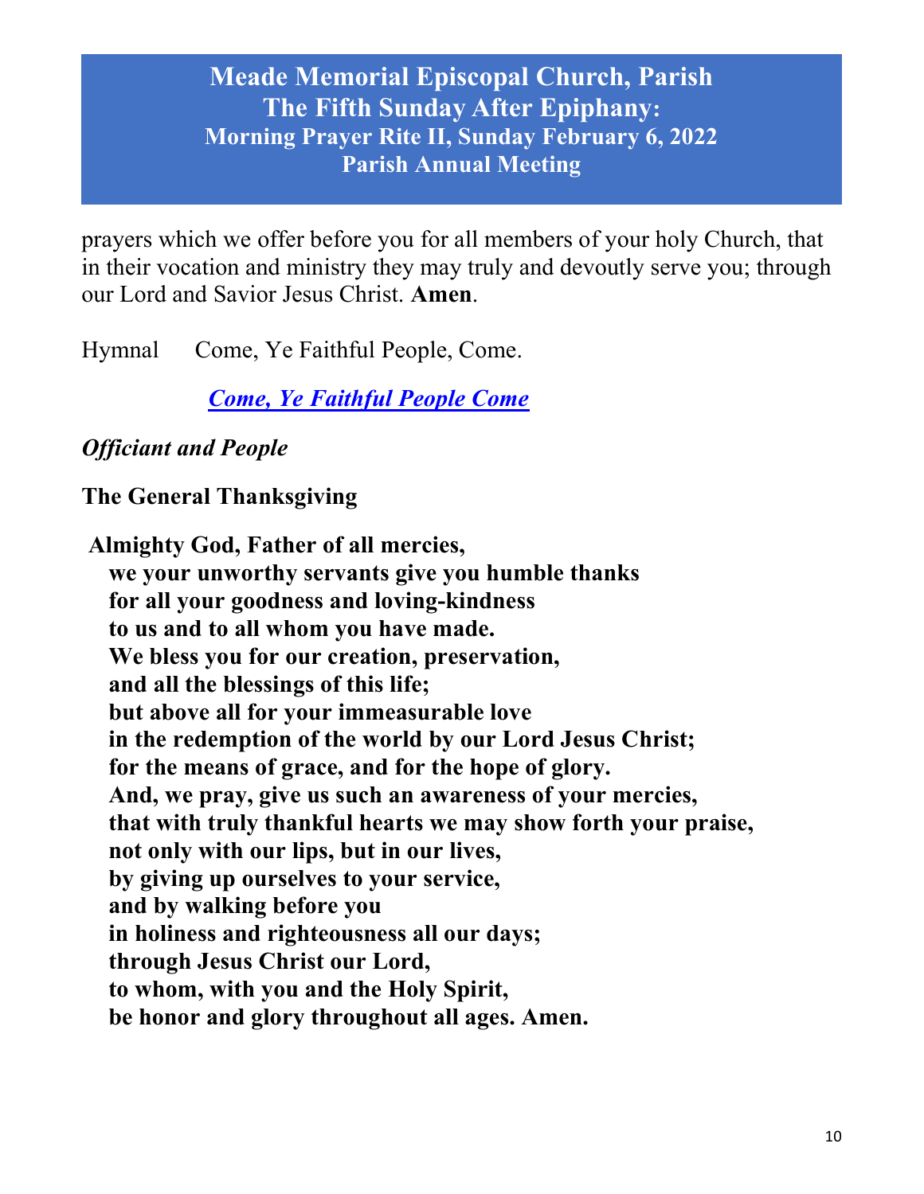prayers which we offer before you for all members of your holy Church, that in their vocation and ministry they may truly and devoutly serve you; through our Lord and Savior Jesus Christ. **Amen**.

Hymnal Come, Ye Faithful People, Come.

***Come, Ye Faithful People Come***

***Officiant and People***

**The General Thanksgiving**

**Almighty God, Father of all mercies,**
**we your unworthy servants give you humble thanks**
**for all your goodness and loving-kindness**
**to us and to all whom you have made.**
**We bless you for our creation, preservation,**
**and all the blessings of this life;**
**but above all for your immeasurable love**
**in the redemption of the world by our Lord Jesus Christ;**
**for the means of grace, and for the hope of glory.**
**And, we pray, give us such an awareness of your mercies,**
**that with truly thankful hearts we may show forth your praise,**
**not only with our lips, but in our lives,**
**by giving up ourselves to your service,**
**and by walking before you**
**in holiness and righteousness all our days;**
**through Jesus Christ our Lord,**
**to whom, with you and the Holy Spirit,**
**be honor and glory throughout all ages. Amen.**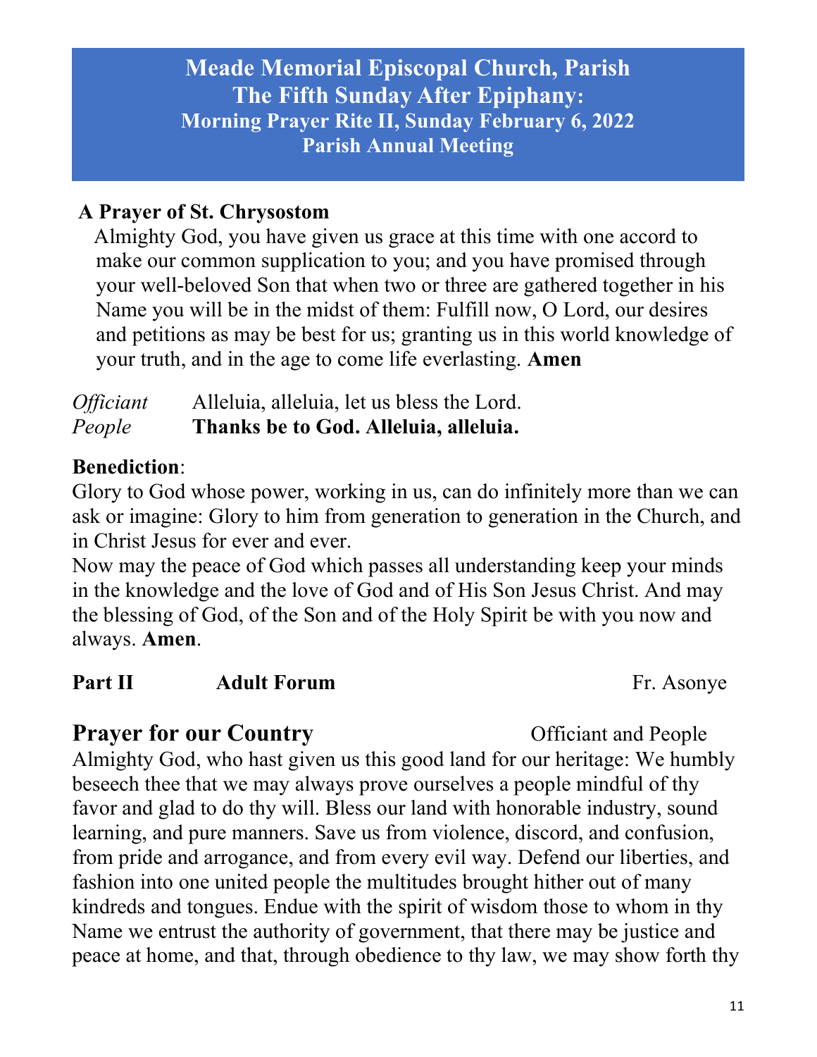# Meade Memorial Episcopal Church, Parish
## The Fifth Sunday After Epiphany:
### Morning Prayer Rite II, Sunday February 6, 2022
### Parish Annual Meeting

**A Prayer of St. Chrysostom**

Almighty God, you have given us grace at this time with one accord to make our common supplication to you; and you have promised through your well-beloved Son that when two or three are gathered together in his Name you will be in the midst of them: Fulfill now, O Lord, our desires and petitions as may be best for us; granting us in this world knowledge of your truth, and in the age to come life everlasting. **Amen**

*Officiant* Alleluia, alleluia, let us bless the Lord.
*People* **Thanks be to God. Alleluia, alleluia.**

**Benediction**:
Glory to God whose power, working in us, can do infinitely more than we can ask or imagine: Glory to him from generation to generation in the Church, and in Christ Jesus for ever and ever.
Now may the peace of God which passes all understanding keep your minds in the knowledge and the love of God and of His Son Jesus Christ. And may the blessing of God, of the Son and of the Holy Spirit be with you now and always. **Amen**.

**Part II** **Adult Forum** Fr. Asonye

**Prayer for our Country** Officiant and People

Almighty God, who hast given us this good land for our heritage: We humbly beseech thee that we may always prove ourselves a people mindful of thy favor and glad to do thy will. Bless our land with honorable industry, sound learning, and pure manners. Save us from violence, discord, and confusion, from pride and arrogance, and from every evil way. Defend our liberties, and fashion into one united people the multitudes brought hither out of many kindreds and tongues. Endue with the spirit of wisdom those to whom in thy Name we entrust the authority of government, that there may be justice and peace at home, and that, through obedience to thy law, we may show forth thy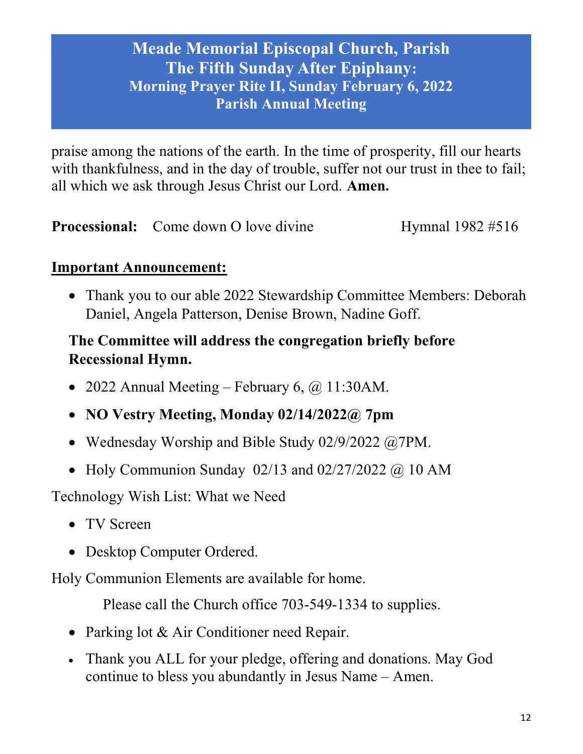**Meade Memorial Episcopal Church, Parish**
**The Fifth Sunday After Epiphany:**
**Morning Prayer Rite II, Sunday February 6, 2022**
**Parish Annual Meeting**

praise among the nations of the earth. In the time of prosperity, fill our hearts with thankfulness, and in the day of trouble, suffer not our trust in thee to fail; all which we ask through Jesus Christ our Lord. **Amen.**

**Processional:** Come down O love divine Hymnal 1982 #516

**<u>Important Announcement:</u>**

- Thank you to our able 2022 Stewardship Committee Members: Deborah Daniel, Angela Patterson, Denise Brown, Nadine Goff.

**The Committee will address the congregation briefly before Recessional Hymn.**

- 2022 Annual Meeting – February 6, @ 11:30AM.
- **NO Vestry Meeting, Monday 02/14/2022@ 7pm**
- Wednesday Worship and Bible Study 02/9/2022 @7PM.
- Holy Communion Sunday 02/13 and 02/27/2022 @ 10 AM

Technology Wish List: What we Need

- TV Screen
- Desktop Computer Ordered.

Holy Communion Elements are available for home.

Please call the Church office 703-549-1334 to supplies.

- Parking lot & Air Conditioner need Repair.
- Thank you ALL for your pledge, offering and donations. May God continue to bless you abundantly in Jesus Name – Amen.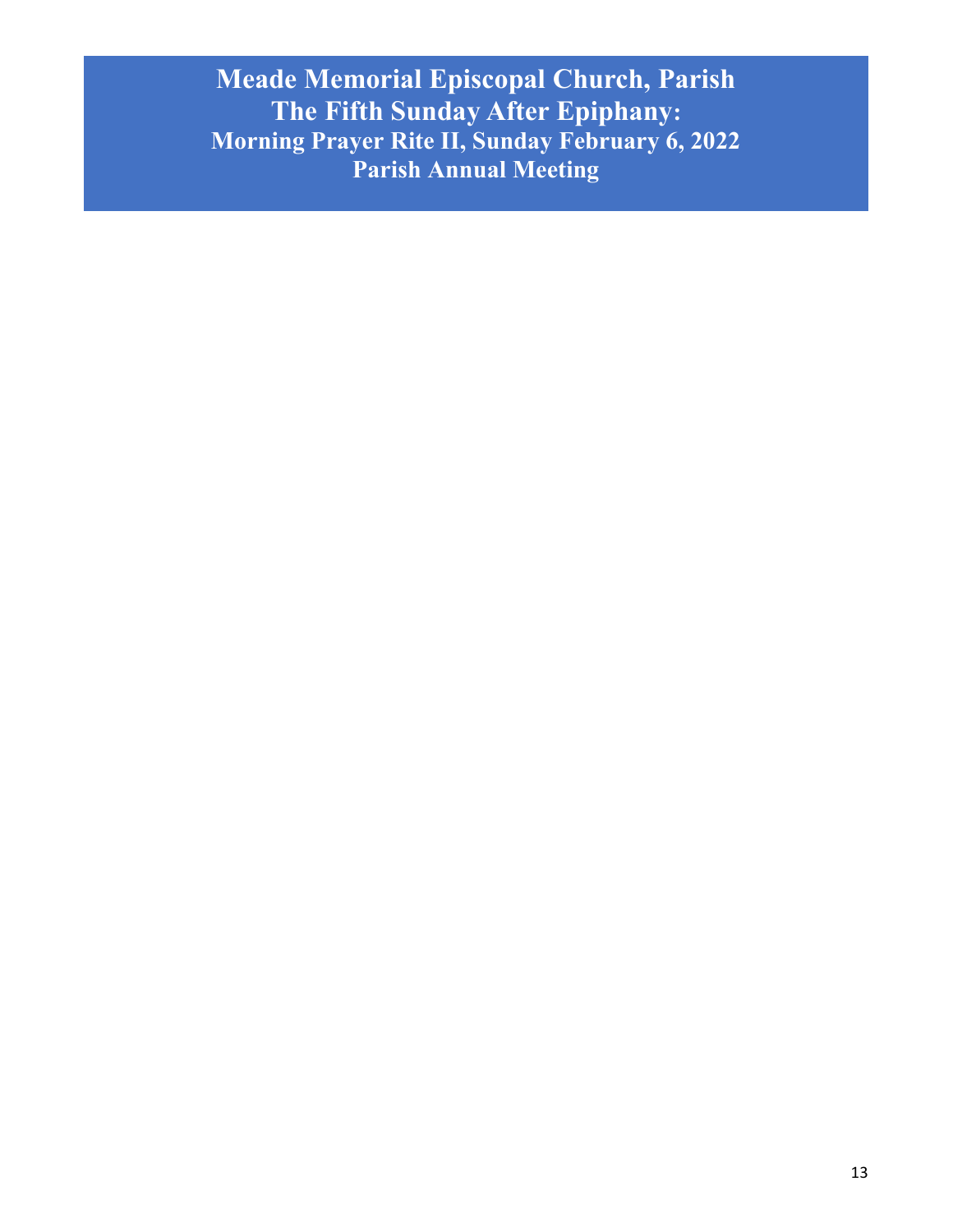# Meade Memorial Episcopal Church, Parish

## The Fifth Sunday After Epiphany:

### Morning Prayer Rite II, Sunday February 6, 2022

### Parish Annual Meeting